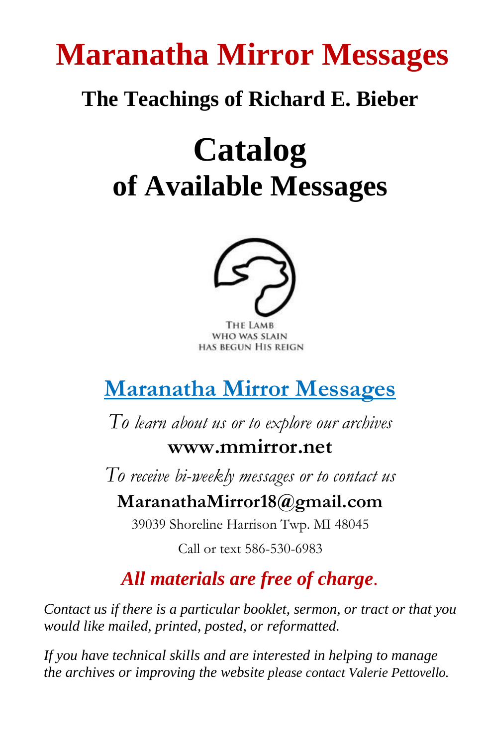# Maranatha Mirror Messages

## The Teachings of Richard E. Bieber

# Catalog
## of Available Messages

THE LAMB
WHO WAS SLAIN
HAS BEGUN HIS REIGN

## Maranatha Mirror Messages

*To learn about us or to explore our archives*

**www.mmirror.net**

*To receive bi-weekly messages or to contact us*

**MaranathaMirror18@gmail.com**

39039 Shoreline Harrison Twp. MI 48045

Call or text 586-530-6983

***All materials are free of charge.***

*Contact us if there is a particular booklet, sermon, or tract or that you would like mailed, printed, posted, or reformatted.*

*If you have technical skills and are interested in helping to manage the archives or improving the website please contact Valerie Pettovello.*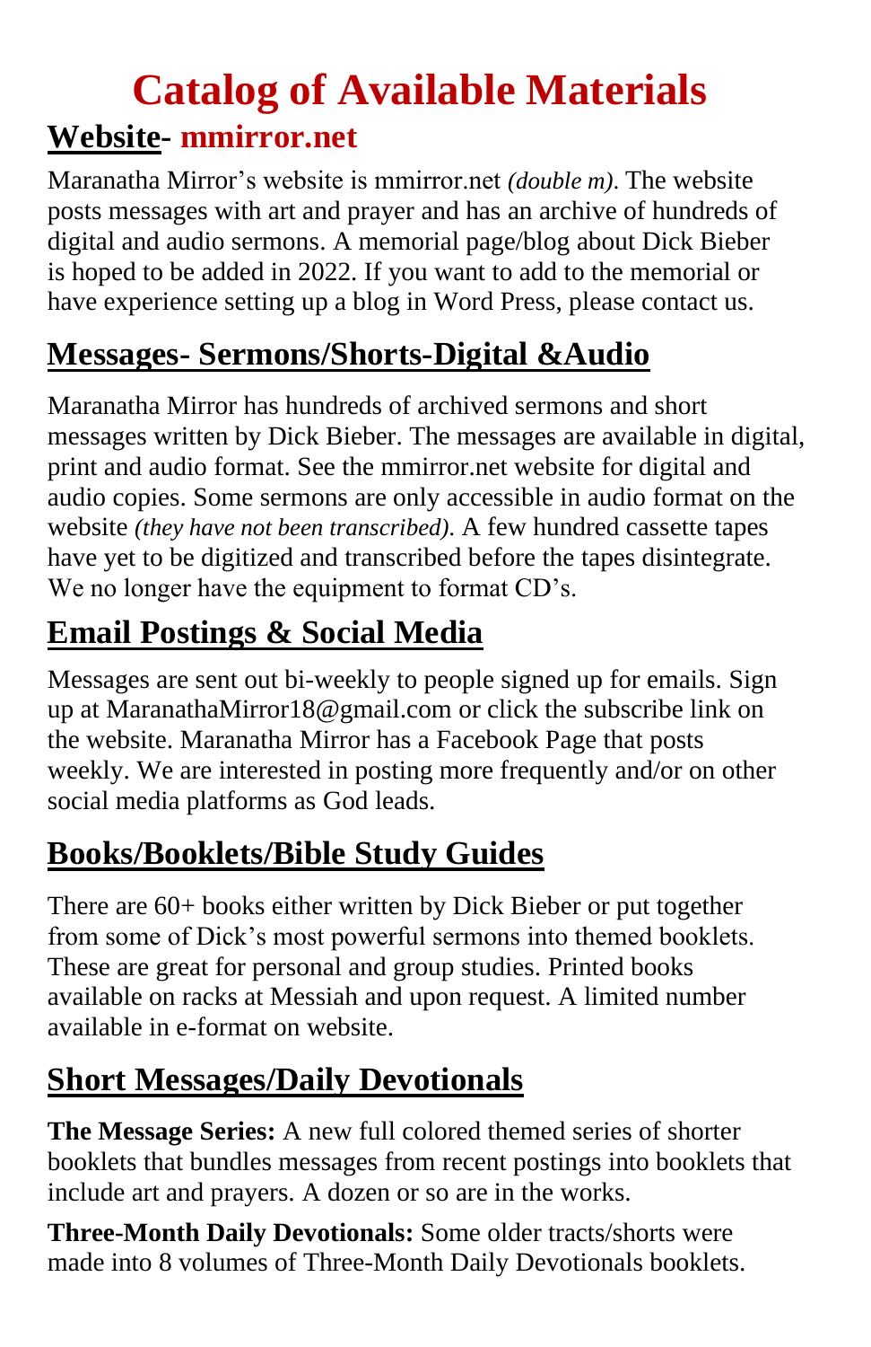# Catalog of Available Materials

## Website- mmirror.net

Maranatha Mirror's website is mmirror.net *(double m)*. The website posts messages with art and prayer and has an archive of hundreds of digital and audio sermons. A memorial page/blog about Dick Bieber is hoped to be added in 2022. If you want to add to the memorial or have experience setting up a blog in Word Press, please contact us.

## Messages- Sermons/Shorts-Digital &Audio

Maranatha Mirror has hundreds of archived sermons and short messages written by Dick Bieber. The messages are available in digital, print and audio format. See the mmirror.net website for digital and audio copies. Some sermons are only accessible in audio format on the website *(they have not been transcribed)*. A few hundred cassette tapes have yet to be digitized and transcribed before the tapes disintegrate. We no longer have the equipment to format CD's.

## Email Postings & Social Media

Messages are sent out bi-weekly to people signed up for emails. Sign up at MaranathaMirror18@gmail.com or click the subscribe link on the website. Maranatha Mirror has a Facebook Page that posts weekly. We are interested in posting more frequently and/or on other social media platforms as God leads.

## Books/Booklets/Bible Study Guides

There are 60+ books either written by Dick Bieber or put together from some of Dick's most powerful sermons into themed booklets. These are great for personal and group studies. Printed books available on racks at Messiah and upon request. A limited number available in e-format on website.

## Short Messages/Daily Devotionals

**The Message Series:** A new full colored themed series of shorter booklets that bundles messages from recent postings into booklets that include art and prayers. A dozen or so are in the works.

**Three-Month Daily Devotionals:** Some older tracts/shorts were made into 8 volumes of Three-Month Daily Devotionals booklets.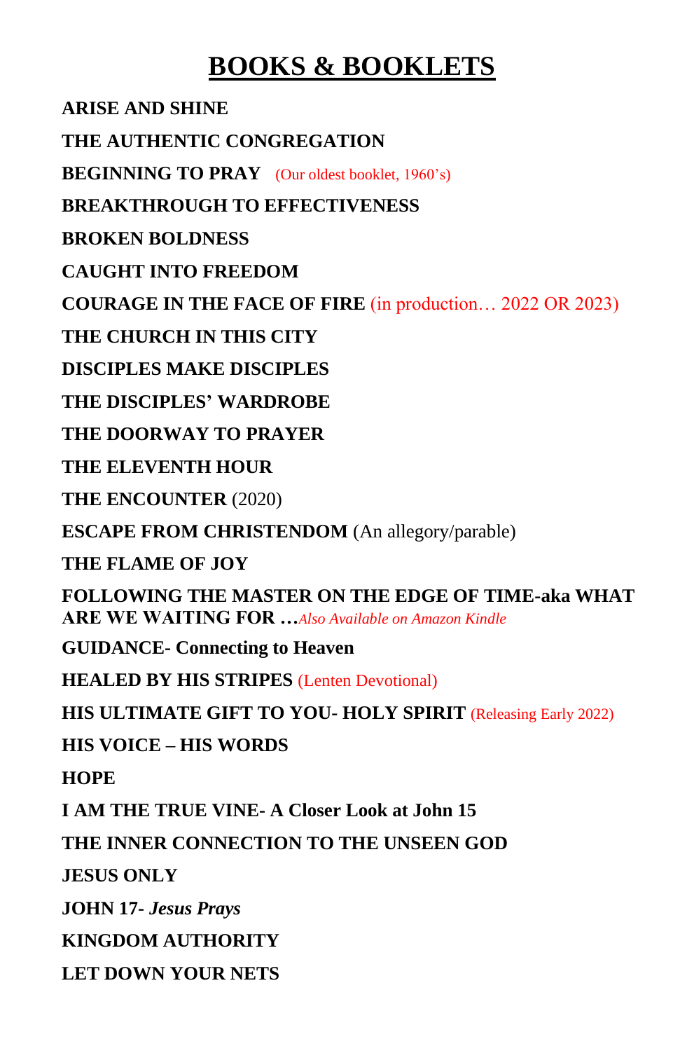# BOOKS & BOOKLETS

**ARISE AND SHINE**

**THE AUTHENTIC CONGREGATION**

**BEGINNING TO PRAY** (Our oldest booklet, 1960's)

**BREAKTHROUGH TO EFFECTIVENESS**

**BROKEN BOLDNESS**

**CAUGHT INTO FREEDOM**

**COURAGE IN THE FACE OF FIRE** (in production… 2022 OR 2023)

**THE CHURCH IN THIS CITY**

**DISCIPLES MAKE DISCIPLES**

**THE DISCIPLES' WARDROBE**

**THE DOORWAY TO PRAYER**

**THE ELEVENTH HOUR**

**THE ENCOUNTER** (2020)

**ESCAPE FROM CHRISTENDOM** (An allegory/parable)

**THE FLAME OF JOY**

**FOLLOWING THE MASTER ON THE EDGE OF TIME-aka WHAT ARE WE WAITING FOR …***Also Available on Amazon Kindle*

**GUIDANCE- Connecting to Heaven**

**HEALED BY HIS STRIPES** (Lenten Devotional)

**HIS ULTIMATE GIFT TO YOU- HOLY SPIRIT** (Releasing Early 2022)

**HIS VOICE – HIS WORDS**

**HOPE**

**I AM THE TRUE VINE- A Closer Look at John 15**

**THE INNER CONNECTION TO THE UNSEEN GOD**

**JESUS ONLY**

**JOHN 17-** ***Jesus Prays***

**KINGDOM AUTHORITY**

**LET DOWN YOUR NETS**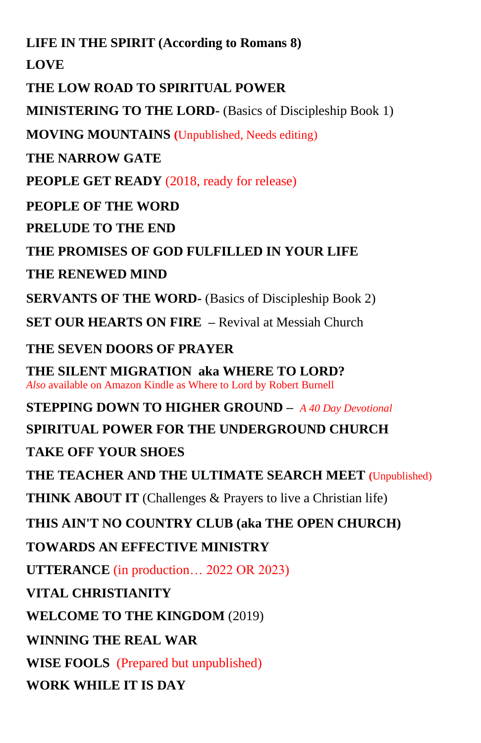**LIFE IN THE SPIRIT (According to Romans 8)**

**LOVE**

**THE LOW ROAD TO SPIRITUAL POWER**

**MINISTERING TO THE LORD-** (Basics of Discipleship Book 1)

**MOVING MOUNTAINS** (Unpublished, Needs editing)

**THE NARROW GATE**

**PEOPLE GET READY** (2018, ready for release)

**PEOPLE OF THE WORD**

**PRELUDE TO THE END**

**THE PROMISES OF GOD FULFILLED IN YOUR LIFE**

**THE RENEWED MIND**

**SERVANTS OF THE WORD-** (Basics of Discipleship Book 2)

**SET OUR HEARTS ON FIRE** – Revival at Messiah Church

**THE SEVEN DOORS OF PRAYER**

**THE SILENT MIGRATION aka WHERE TO LORD?**
*Also* available on Amazon Kindle as Where to Lord by Robert Burnell

**STEPPING DOWN TO HIGHER GROUND** – *A 40 Day Devotional*

**SPIRITUAL POWER FOR THE UNDERGROUND CHURCH**

**TAKE OFF YOUR SHOES**

**THE TEACHER AND THE ULTIMATE SEARCH MEET** (Unpublished)

**THINK ABOUT IT** (Challenges & Prayers to live a Christian life)

**THIS AIN'T NO COUNTRY CLUB (aka THE OPEN CHURCH)**

**TOWARDS AN EFFECTIVE MINISTRY**

**UTTERANCE** (in production… 2022 OR 2023)

**VITAL CHRISTIANITY**

**WELCOME TO THE KINGDOM** (2019)

**WINNING THE REAL WAR**

**WISE FOOLS** (Prepared but unpublished)

**WORK WHILE IT IS DAY**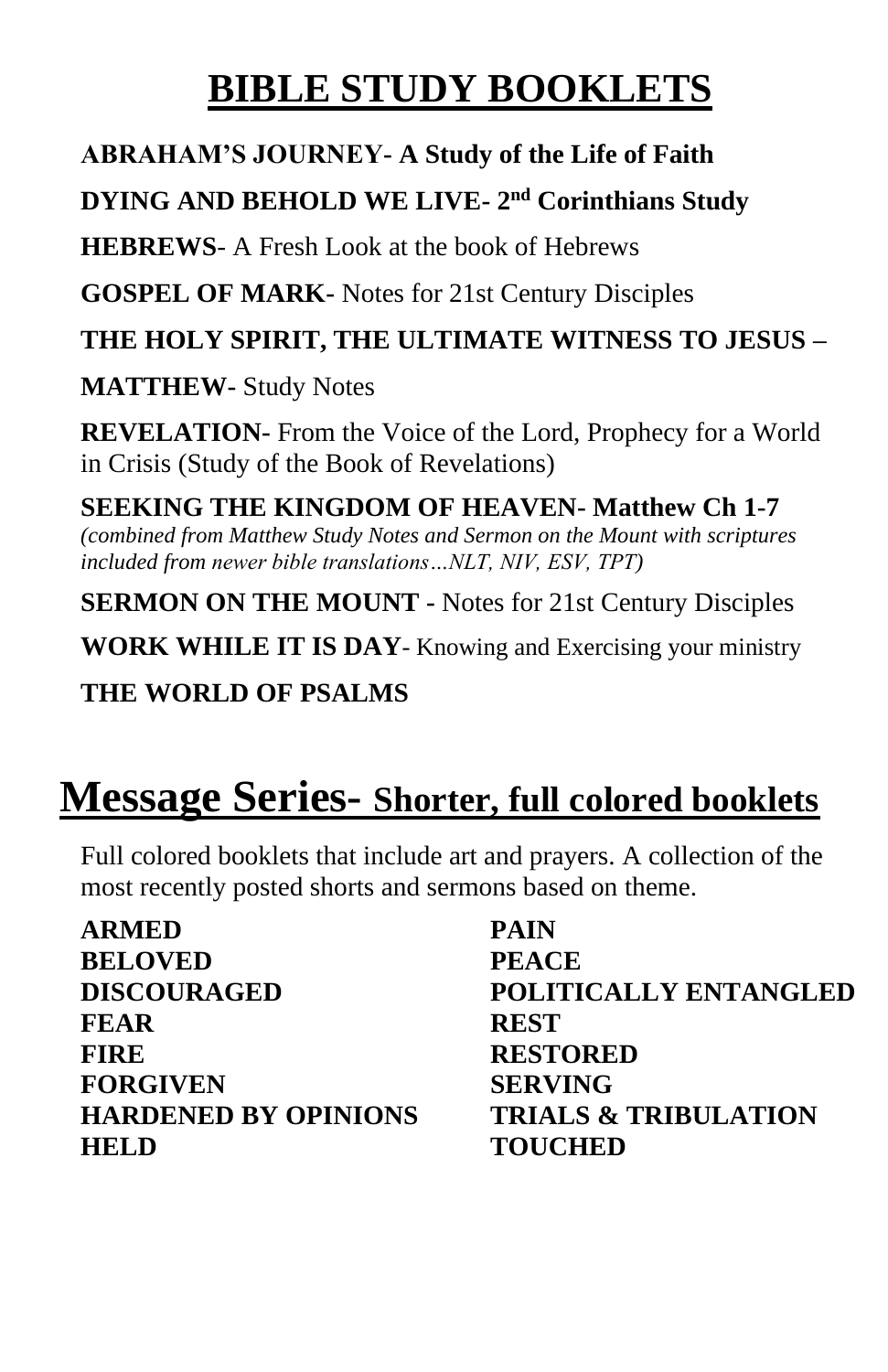# BIBLE STUDY BOOKLETS

**ABRAHAM'S JOURNEY- A Study of the Life of Faith**

**DYING AND BEHOLD WE LIVE- 2nd Corinthians Study**

**HEBREWS**- A Fresh Look at the book of Hebrews

**GOSPEL OF MARK-** Notes for 21st Century Disciples

**THE HOLY SPIRIT, THE ULTIMATE WITNESS TO JESUS –**

**MATTHEW-** Study Notes

**REVELATION-** From the Voice of the Lord, Prophecy for a World in Crisis (Study of the Book of Revelations)

**SEEKING THE KINGDOM OF HEAVEN- Matthew Ch 1-7**
*(combined from Matthew Study Notes and Sermon on the Mount with scriptures included from newer bible translations…NLT, NIV, ESV, TPT)*

**SERMON ON THE MOUNT -** Notes for 21st Century Disciples

**WORK WHILE IT IS DAY**- Knowing and Exercising your ministry

**THE WORLD OF PSALMS**

# Message Series- Shorter, full colored booklets

Full colored booklets that include art and prayers. A collection of the most recently posted shorts and sermons based on theme.

**ARMED**
**BELOVED**
**DISCOURAGED**
**FEAR**
**FIRE**
**FORGIVEN**
**HARDENED BY OPINIONS**
**HELD**
**PAIN**
**PEACE**
**POLITICALLY ENTANGLED**
**REST**
**RESTORED**
**SERVING**
**TRIALS & TRIBULATION**
**TOUCHED**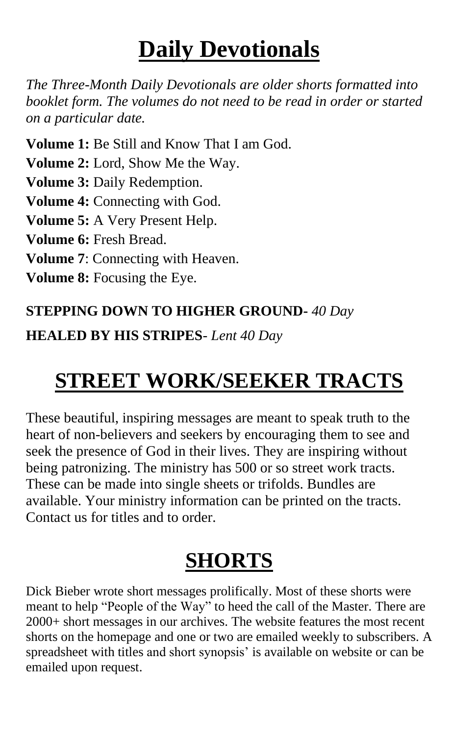# Daily Devotionals

*The Three-Month Daily Devotionals are older shorts formatted into booklet form. The volumes do not need to be read in order or started on a particular date.*

**Volume 1:** Be Still and Know That I am God.

**Volume 2:** Lord, Show Me the Way.

**Volume 3:** Daily Redemption.

**Volume 4:** Connecting with God.

**Volume 5:** A Very Present Help.

**Volume 6:** Fresh Bread.

**Volume 7**: Connecting with Heaven.

**Volume 8:** Focusing the Eye.

**STEPPING DOWN TO HIGHER GROUND-** *40 Day*

**HEALED BY HIS STRIPES**- *Lent 40 Day*

# STREET WORK/SEEKER TRACTS

These beautiful, inspiring messages are meant to speak truth to the heart of non-believers and seekers by encouraging them to see and seek the presence of God in their lives. They are inspiring without being patronizing. The ministry has 500 or so street work tracts. These can be made into single sheets or trifolds. Bundles are available. Your ministry information can be printed on the tracts. Contact us for titles and to order.

# SHORTS

Dick Bieber wrote short messages prolifically. Most of these shorts were meant to help "People of the Way" to heed the call of the Master. There are 2000+ short messages in our archives. The website features the most recent shorts on the homepage and one or two are emailed weekly to subscribers. A spreadsheet with titles and short synopsis' is available on website or can be emailed upon request.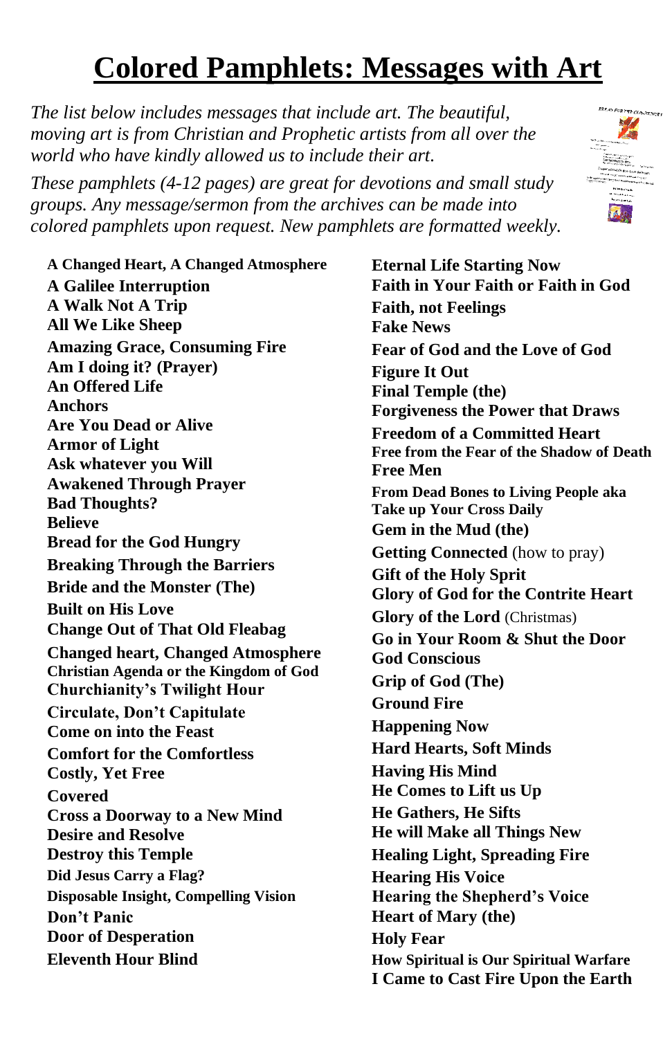# Colored Pamphlets: Messages with Art

*The list below includes messages that include art. The beautiful, moving art is from Christian and Prophetic artists from all over the world who have kindly allowed us to include their art.*

*These pamphlets (4-12 pages) are great for devotions and small study groups. Any message/sermon from the archives can be made into colored pamphlets upon request. New pamphlets are formatted weekly.*

**A Changed Heart, A Changed Atmosphere**
**A Galilee Interruption**
**A Walk Not A Trip**
**All We Like Sheep**
**Amazing Grace, Consuming Fire**
**Am I doing it? (Prayer)**
**An Offered Life**
**Anchors**
**Are You Dead or Alive**
**Armor of Light**
**Ask whatever you Will**
**Awakened Through Prayer**
**Bad Thoughts?**
**Believe**
**Bread for the God Hungry**
**Breaking Through the Barriers**
**Bride and the Monster (The)**
**Built on His Love**
**Change Out of That Old Fleabag**
**Changed heart, Changed Atmosphere**
**Christian Agenda or the Kingdom of God**
**Churchianity's Twilight Hour**
**Circulate, Don't Capitulate**
**Come on into the Feast**
**Comfort for the Comfortless**
**Costly, Yet Free**
**Covered**
**Cross a Doorway to a New Mind**
**Desire and Resolve**
**Destroy this Temple**
**Did Jesus Carry a Flag?**
**Disposable Insight, Compelling Vision**
**Don't Panic**
**Door of Desperation**
**Eleventh Hour Blind**
**Eternal Life Starting Now**
**Faith in Your Faith or Faith in God**
**Faith, not Feelings**
**Fake News**
**Fear of God and the Love of God**
**Figure It Out**
**Final Temple (the)**
**Forgiveness the Power that Draws**
**Freedom of a Committed Heart**
**Free from the Fear of the Shadow of Death**
**Free Men**
**From Dead Bones to Living People aka Take up Your Cross Daily**
**Gem in the Mud (the)**
**Getting Connected** (how to pray)
**Gift of the Holy Sprit**
**Glory of God for the Contrite Heart**
**Glory of the Lord** (Christmas)
**Go in Your Room & Shut the Door**
**God Conscious**
**Grip of God (The)**
**Ground Fire**
**Happening Now**
**Hard Hearts, Soft Minds**
**Having His Mind**
**He Comes to Lift us Up**
**He Gathers, He Sifts**
**He will Make all Things New**
**Healing Light, Spreading Fire**
**Hearing His Voice**
**Hearing the Shepherd's Voice**
**Heart of Mary (the)**
**Holy Fear**
**How Spiritual is Our Spiritual Warfare**
**I Came to Cast Fire Upon the Earth**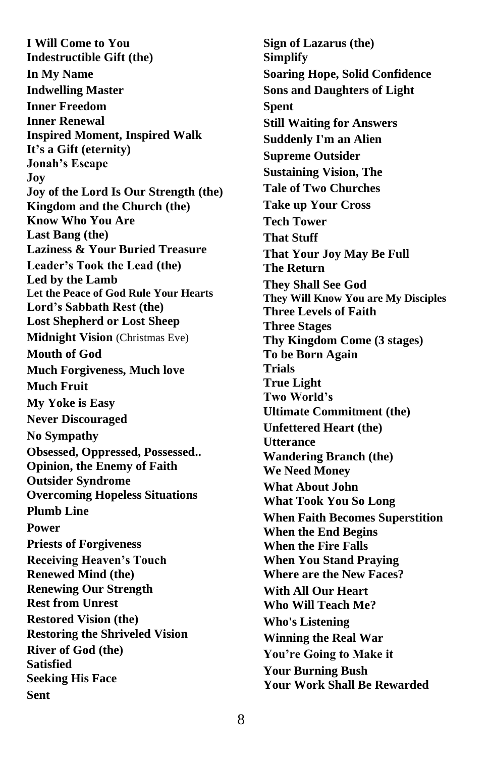**I Will Come to You**
**Indestructible Gift (the)**
**In My Name**
**Indwelling Master**
**Inner Freedom**
**Inner Renewal**
**Inspired Moment, Inspired Walk**
**It's a Gift (eternity)**
**Jonah's Escape**
**Joy**
**Joy of the Lord Is Our Strength (the)**
**Kingdom and the Church (the)**
**Know Who You Are**
**Last Bang (the)**
**Laziness & Your Buried Treasure**
**Leader's Took the Lead (the)**
**Led by the Lamb**
**Let the Peace of God Rule Your Hearts**
**Lord's Sabbath Rest (the)**
**Lost Shepherd or Lost Sheep**
**Midnight Vision** (Christmas Eve)
**Mouth of God**
**Much Forgiveness, Much love**
**Much Fruit**
**My Yoke is Easy**
**Never Discouraged**
**No Sympathy**
**Obsessed, Oppressed, Possessed..**
**Opinion, the Enemy of Faith**
**Outsider Syndrome**
**Overcoming Hopeless Situations**
**Plumb Line**
**Power**
**Priests of Forgiveness**
**Receiving Heaven's Touch**
**Renewed Mind (the)**
**Renewing Our Strength**
**Rest from Unrest**
**Restored Vision (the)**
**Restoring the Shriveled Vision**
**River of God (the)**
**Satisfied**
**Seeking His Face**
**Sent**
**Sign of Lazarus (the)**
**Simplify**
**Soaring Hope, Solid Confidence**
**Sons and Daughters of Light**
**Spent**
**Still Waiting for Answers**
**Suddenly I'm an Alien**
**Supreme Outsider**
**Sustaining Vision, The**
**Tale of Two Churches**
**Take up Your Cross**
**Tech Tower**
**That Stuff**
**That Your Joy May Be Full**
**The Return**
**They Shall See God**
**They Will Know You are My Disciples**
**Three Levels of Faith**
**Three Stages**
**Thy Kingdom Come (3 stages)**
**To be Born Again**
**Trials**
**True Light**
**Two World's**
**Ultimate Commitment (the)**
**Unfettered Heart (the)**
**Utterance**
**Wandering Branch (the)**
**We Need Money**
**What About John**
**What Took You So Long**
**When Faith Becomes Superstition**
**When the End Begins**
**When the Fire Falls**
**When You Stand Praying**
**Where are the New Faces?**
**With All Our Heart**
**Who Will Teach Me?**
**Who's Listening**
**Winning the Real War**
**You're Going to Make it**
**Your Burning Bush**
**Your Work Shall Be Rewarded**